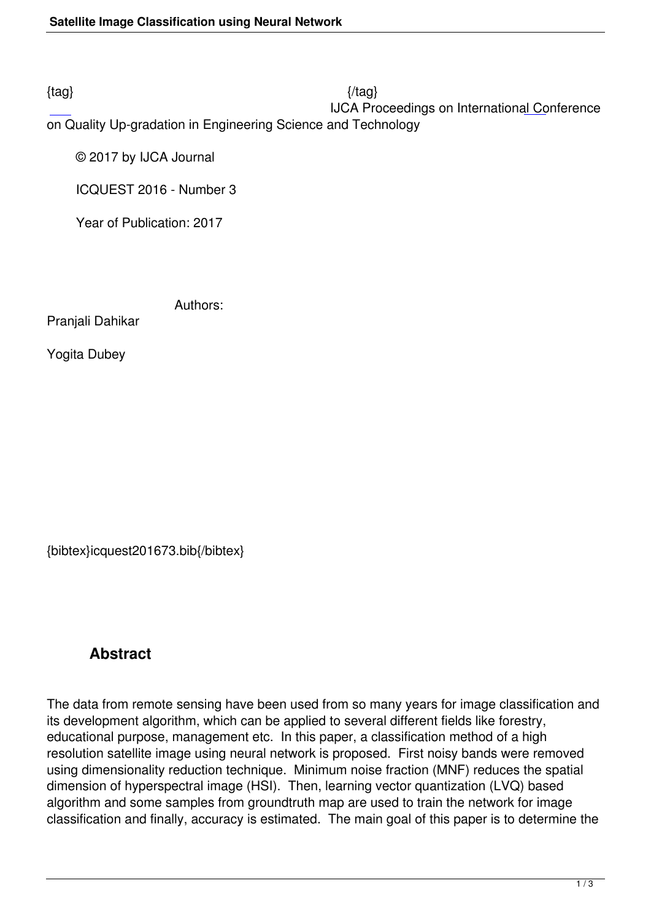{tag} {/tag}

IJCA Proceedings on International Conference on Quality Up-gradation in Engineering Science and Technology

© 2017 by IJCA Journal

ICQUEST 2016 - Number 3

Year of Publication: 2017

Authors:

Pranjali Dahikar

Yogita Dubey

{bibtex}icquest201673.bib{/bibtex}

## Abstract

The data from remote sensing have been used from so many years for image classification and its development algorithm, which can be applied to several different fields like forestry, educational purpose, management etc. In this paper, a classification method of a high resolution satellite image using neural network is proposed. First noisy bands were removed using dimensionality reduction technique. Minimum noise fraction (MNF) reduces the spatial dimension of hyperspectral image (HSI). Then, learning vector quantization (LVQ) based algorithm and some samples from groundtruth map are used to train the network for image classification and finally, accuracy is estimated. The main goal of this paper is to determine the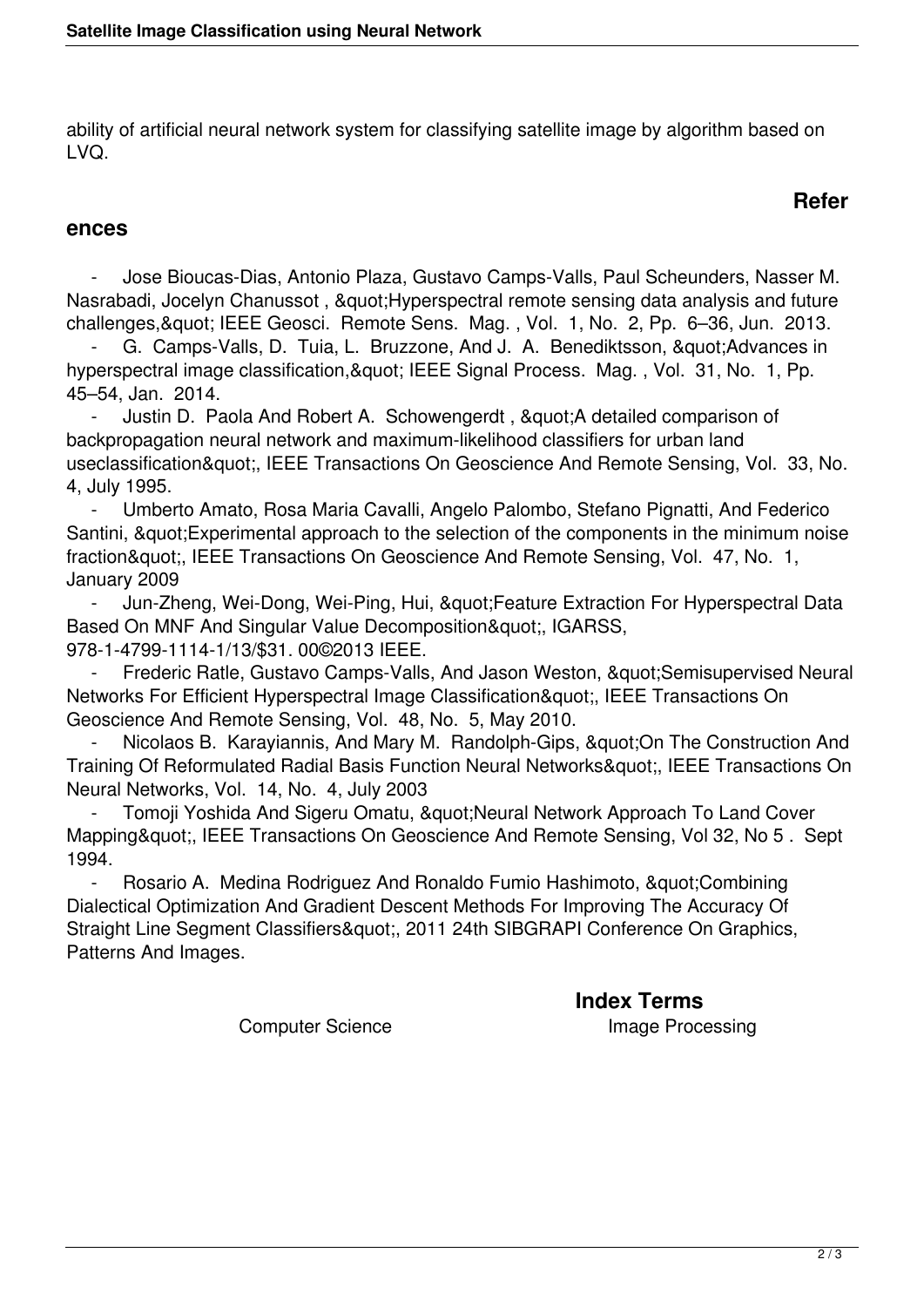ability of artificial neural network system for classifying satellite image by algorithm based on LVQ.

## References

- Jose Bioucas-Dias, Antonio Plaza, Gustavo Camps-Valls, Paul Scheunders, Nasser M. Nasrabadi, Jocelyn Chanussot , &quot;Hyperspectral remote sensing data analysis and future challenges,&quot; IEEE Geosci. Remote Sens. Mag. , Vol. 1, No. 2, Pp. 6–36, Jun. 2013.
- G. Camps-Valls, D. Tuia, L. Bruzzone, And J. A. Benediktsson, &quot;Advances in hyperspectral image classification,&quot; IEEE Signal Process. Mag. , Vol. 31, No. 1, Pp. 45–54, Jan. 2014.
- Justin D. Paola And Robert A. Schowengerdt , &quot;A detailed comparison of backpropagation neural network and maximum-likelihood classifiers for urban land useclassification&quot;, IEEE Transactions On Geoscience And Remote Sensing, Vol. 33, No. 4, July 1995.
- Umberto Amato, Rosa Maria Cavalli, Angelo Palombo, Stefano Pignatti, And Federico Santini, &quot;Experimental approach to the selection of the components in the minimum noise fraction&quot;, IEEE Transactions On Geoscience And Remote Sensing, Vol. 47, No. 1, January 2009
- Jun-Zheng, Wei-Dong, Wei-Ping, Hui, &quot;Feature Extraction For Hyperspectral Data Based On MNF And Singular Value Decomposition&quot;, IGARSS, 978-1-4799-1114-1/13/$31. 00©2013 IEEE.
- Frederic Ratle, Gustavo Camps-Valls, And Jason Weston, &quot;Semisupervised Neural Networks For Efficient Hyperspectral Image Classification&quot;, IEEE Transactions On Geoscience And Remote Sensing, Vol. 48, No. 5, May 2010.
- Nicolaos B. Karayiannis, And Mary M. Randolph-Gips, &quot;On The Construction And Training Of Reformulated Radial Basis Function Neural Networks&quot;, IEEE Transactions On Neural Networks, Vol. 14, No. 4, July 2003
- Tomoji Yoshida And Sigeru Omatu, &quot;Neural Network Approach To Land Cover Mapping&quot;, IEEE Transactions On Geoscience And Remote Sensing, Vol 32, No 5 . Sept 1994.
- Rosario A. Medina Rodriguez And Ronaldo Fumio Hashimoto, &quot;Combining Dialectical Optimization And Gradient Descent Methods For Improving The Accuracy Of Straight Line Segment Classifiers&quot;, 2011 24th SIBGRAPI Conference On Graphics, Patterns And Images.

## Index Terms

Computer Science Image Processing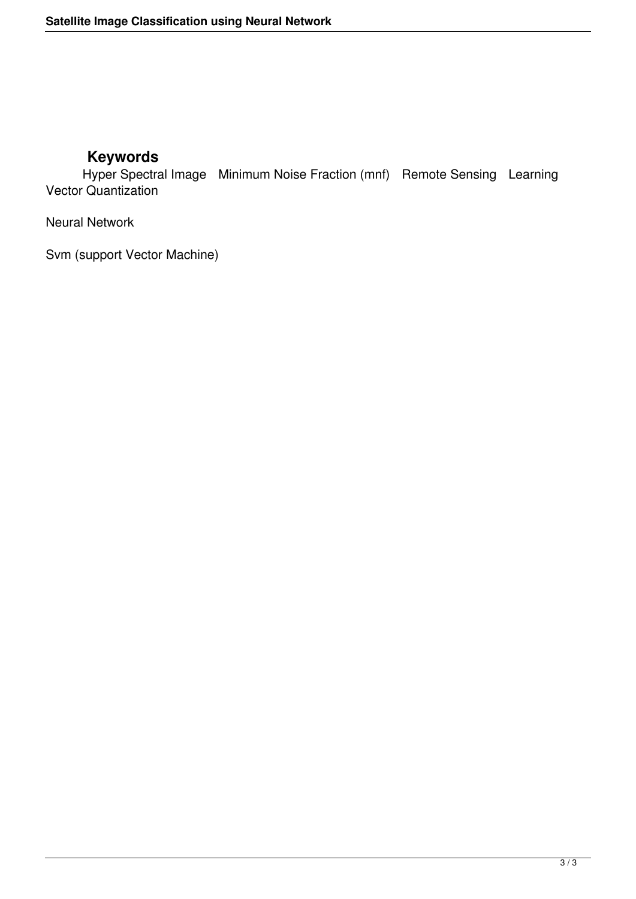## Keywords

Hyper Spectral Image   Minimum Noise Fraction (mnf)   Remote Sensing   Learning Vector Quantization

Neural Network

Svm (support Vector Machine)